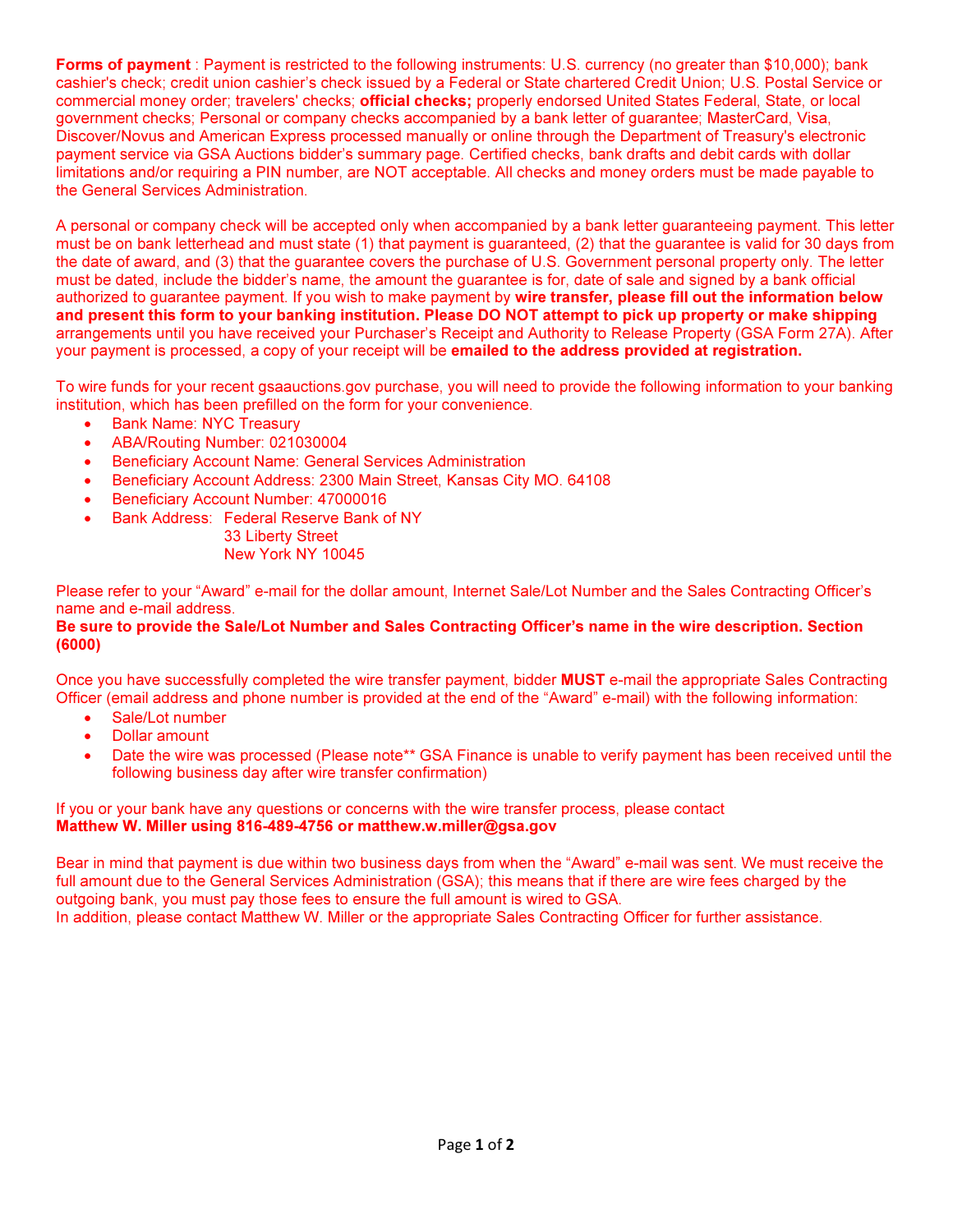**Forms of payment** : Payment is restricted to the following instruments: U.S. currency (no greater than $10,000); bank cashier's check; credit union cashier's check issued by a Federal or State chartered Credit Union; U.S. Postal Service or commercial money order; travelers' checks; **official checks;** properly endorsed United States Federal, State, or local government checks; Personal or company checks accompanied by a bank letter of guarantee; MasterCard, Visa, Discover/Novus and American Express processed manually or online through the Department of Treasury's electronic payment service via GSA Auctions bidder's summary page. Certified checks, bank drafts and debit cards with dollar limitations and/or requiring a PIN number, are NOT acceptable. All checks and money orders must be made payable to the General Services Administration.

A personal or company check will be accepted only when accompanied by a bank letter guaranteeing payment. This letter must be on bank letterhead and must state (1) that payment is guaranteed, (2) that the guarantee is valid for 30 days from the date of award, and (3) that the guarantee covers the purchase of U.S. Government personal property only. The letter must be dated, include the bidder's name, the amount the guarantee is for, date of sale and signed by a bank official authorized to guarantee payment. If you wish to make payment by **wire transfer, please fill out the information below and present this form to your banking institution. Please DO NOT attempt to pick up property or make shipping** arrangements until you have received your Purchaser's Receipt and Authority to Release Property (GSA Form 27A). After your payment is processed, a copy of your receipt will be **emailed to the address provided at registration.**

To wire funds for your recent gsaauctions.gov purchase, you will need to provide the following information to your banking institution, which has been prefilled on the form for your convenience.

- Bank Name: NYC Treasury
- ABA/Routing Number: 021030004
- Beneficiary Account Name: General Services Administration
- Beneficiary Account Address: 2300 Main Street, Kansas City MO. 64108
- Beneficiary Account Number: 47000016
- Bank Address: Federal Reserve Bank of NY
  33 Liberty Street
  New York NY 10045

Please refer to your "Award" e-mail for the dollar amount, Internet Sale/Lot Number and the Sales Contracting Officer's name and e-mail address.
**Be sure to provide the Sale/Lot Number and Sales Contracting Officer's name in the wire description. Section (6000)**

Once you have successfully completed the wire transfer payment, bidder **MUST** e-mail the appropriate Sales Contracting Officer (email address and phone number is provided at the end of the "Award" e-mail) with the following information:

- Sale/Lot number
- Dollar amount
- Date the wire was processed (Please note** GSA Finance is unable to verify payment has been received until the following business day after wire transfer confirmation)

If you or your bank have any questions or concerns with the wire transfer process, please contact
**Matthew W. Miller using 816-489-4756 or matthew.w.miller@gsa.gov**

Bear in mind that payment is due within two business days from when the "Award" e-mail was sent. We must receive the full amount due to the General Services Administration (GSA); this means that if there are wire fees charged by the outgoing bank, you must pay those fees to ensure the full amount is wired to GSA.
In addition, please contact Matthew W. Miller or the appropriate Sales Contracting Officer for further assistance.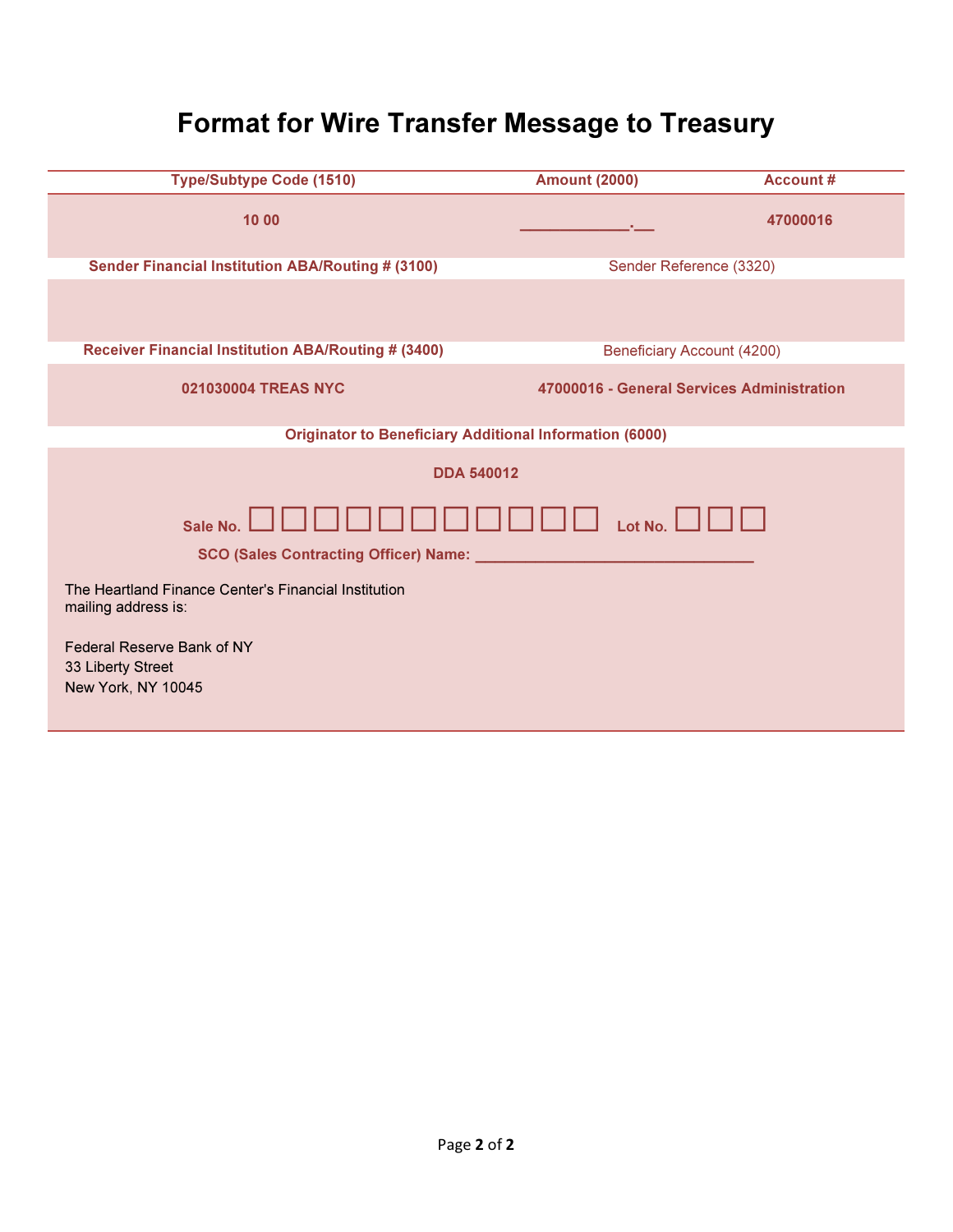# Format for Wire Transfer Message to Treasury

| Type/Subtype Code (1510) | Amount (2000) | Account # |
|---|---|---|
| 10 00 | ____________.__ | 47000016 |

| Sender Financial Institution ABA/Routing # (3100) | Sender Reference (3320) |
|---|---|
| | |

| Receiver Financial Institution ABA/Routing # (3400) | Beneficiary Account (4200) |
|---|---|
| 021030004 TREAS NYC | 47000016 - General Services Administration |

**Originator to Beneficiary Additional Information (6000)**

**DDA 540012**

**Sale No.** ☐☐☐☐☐☐☐☐☐☐☐ **Lot No.** ☐☐☐

**SCO (Sales Contracting Officer) Name:** ______________________________

The Heartland Finance Center's Financial Institution mailing address is:

Federal Reserve Bank of NY
33 Liberty Street
New York, NY 10045